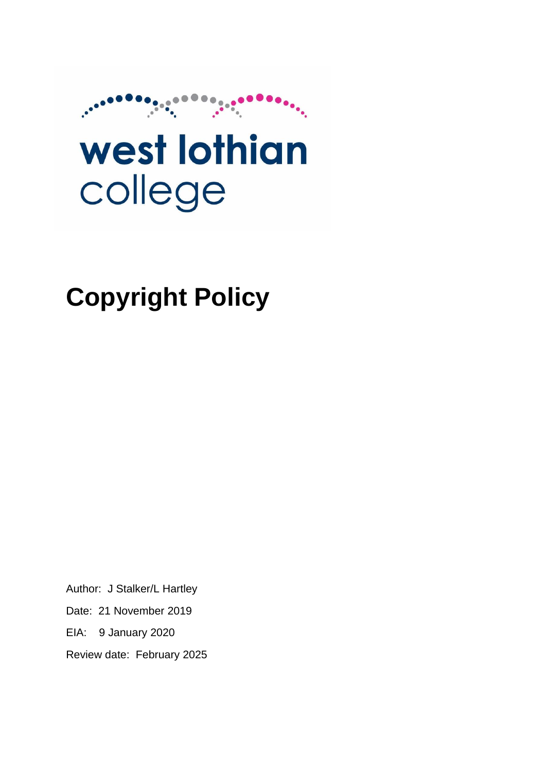west lothian college

# Copyright Policy

Author: J Stalker/L Hartley

Date: 21 November 2019

EIA: 9 January 2020

Review date: February 2025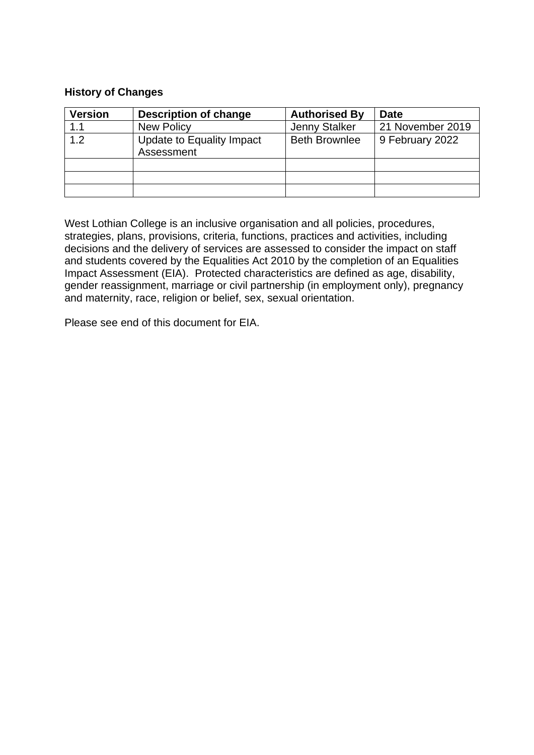**History of Changes**

| Version | Description of change | Authorised By | Date |
|---|---|---|---|
| 1.1 | New Policy | Jenny Stalker | 21 November 2019 |
| 1.2 | Update to Equality Impact Assessment | Beth Brownlee | 9 February 2022 |
| | | | |
| | | | |
| | | | |

West Lothian College is an inclusive organisation and all policies, procedures, strategies, plans, provisions, criteria, functions, practices and activities, including decisions and the delivery of services are assessed to consider the impact on staff and students covered by the Equalities Act 2010 by the completion of an Equalities Impact Assessment (EIA). Protected characteristics are defined as age, disability, gender reassignment, marriage or civil partnership (in employment only), pregnancy and maternity, race, religion or belief, sex, sexual orientation.

Please see end of this document for EIA.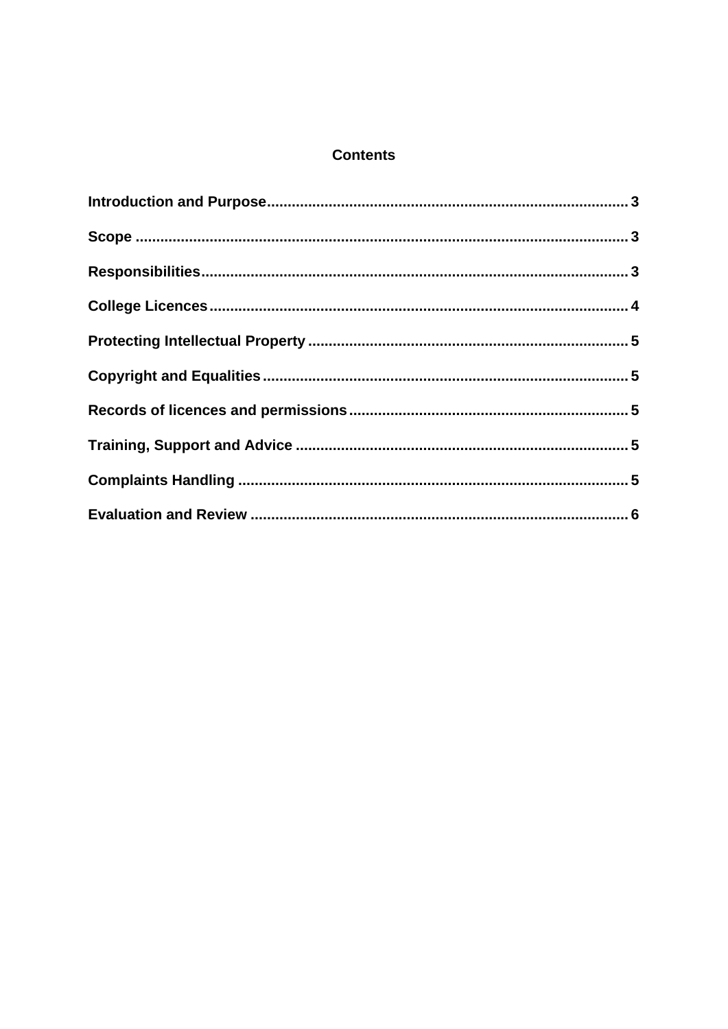## Contents

**Introduction and Purpose** .......... 3

**Scope** .......... 3

**Responsibilities** .......... 3

**College Licences** .......... 4

**Protecting Intellectual Property** .......... 5

**Copyright and Equalities** .......... 5

**Records of licences and permissions** .......... 5

**Training, Support and Advice** .......... 5

**Complaints Handling** .......... 5

**Evaluation and Review** .......... 6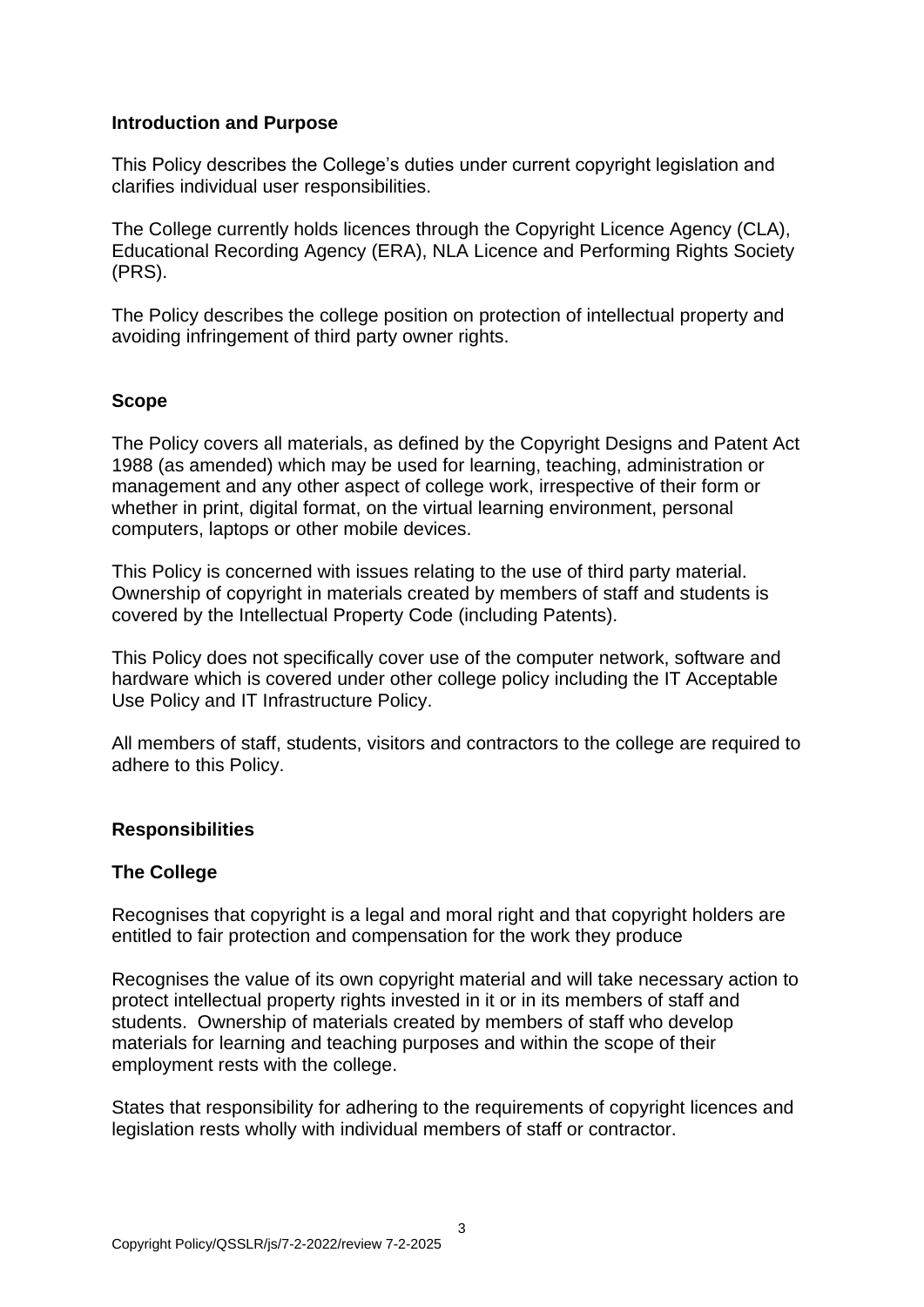## Introduction and Purpose

This Policy describes the College's duties under current copyright legislation and clarifies individual user responsibilities.

The College currently holds licences through the Copyright Licence Agency (CLA), Educational Recording Agency (ERA), NLA Licence and Performing Rights Society (PRS).

The Policy describes the college position on protection of intellectual property and avoiding infringement of third party owner rights.

## Scope

The Policy covers all materials, as defined by the Copyright Designs and Patent Act 1988 (as amended) which may be used for learning, teaching, administration or management and any other aspect of college work, irrespective of their form or whether in print, digital format, on the virtual learning environment, personal computers, laptops or other mobile devices.

This Policy is concerned with issues relating to the use of third party material. Ownership of copyright in materials created by members of staff and students is covered by the Intellectual Property Code (including Patents).

This Policy does not specifically cover use of the computer network, software and hardware which is covered under other college policy including the IT Acceptable Use Policy and IT Infrastructure Policy.

All members of staff, students, visitors and contractors to the college are required to adhere to this Policy.

## Responsibilities

### The College

Recognises that copyright is a legal and moral right and that copyright holders are entitled to fair protection and compensation for the work they produce

Recognises the value of its own copyright material and will take necessary action to protect intellectual property rights invested in it or in its members of staff and students. Ownership of materials created by members of staff who develop materials for learning and teaching purposes and within the scope of their employment rests with the college.

States that responsibility for adhering to the requirements of copyright licences and legislation rests wholly with individual members of staff or contractor.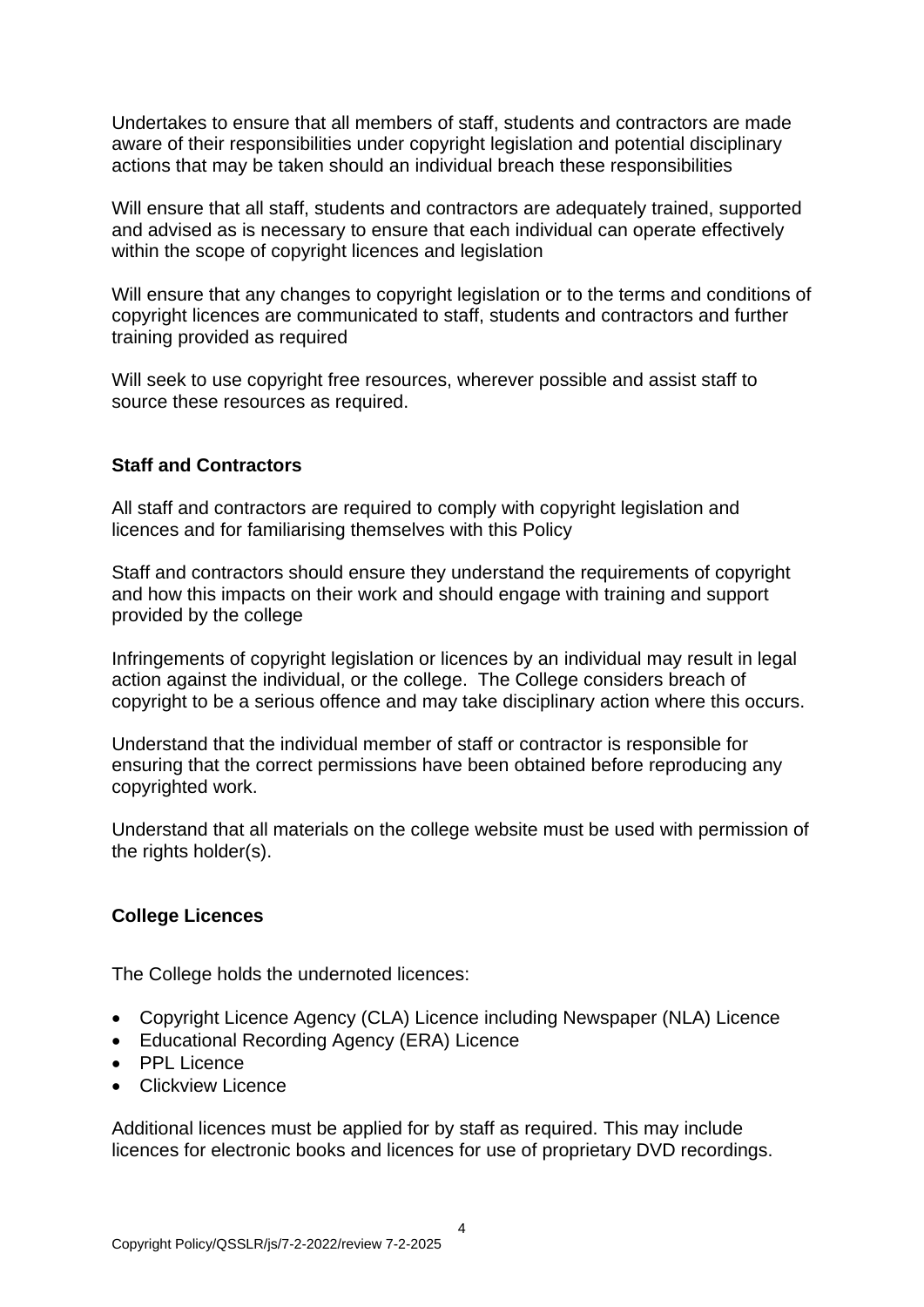Undertakes to ensure that all members of staff, students and contractors are made aware of their responsibilities under copyright legislation and potential disciplinary actions that may be taken should an individual breach these responsibilities

Will ensure that all staff, students and contractors are adequately trained, supported and advised as is necessary to ensure that each individual can operate effectively within the scope of copyright licences and legislation

Will ensure that any changes to copyright legislation or to the terms and conditions of copyright licences are communicated to staff, students and contractors and further training provided as required

Will seek to use copyright free resources, wherever possible and assist staff to source these resources as required.

**Staff and Contractors**

All staff and contractors are required to comply with copyright legislation and licences and for familiarising themselves with this Policy

Staff and contractors should ensure they understand the requirements of copyright and how this impacts on their work and should engage with training and support provided by the college

Infringements of copyright legislation or licences by an individual may result in legal action against the individual, or the college. The College considers breach of copyright to be a serious offence and may take disciplinary action where this occurs.

Understand that the individual member of staff or contractor is responsible for ensuring that the correct permissions have been obtained before reproducing any copyrighted work.

Understand that all materials on the college website must be used with permission of the rights holder(s).

**College Licences**

The College holds the undernoted licences:

- Copyright Licence Agency (CLA) Licence including Newspaper (NLA) Licence
- Educational Recording Agency (ERA) Licence
- PPL Licence
- Clickview Licence

Additional licences must be applied for by staff as required. This may include licences for electronic books and licences for use of proprietary DVD recordings.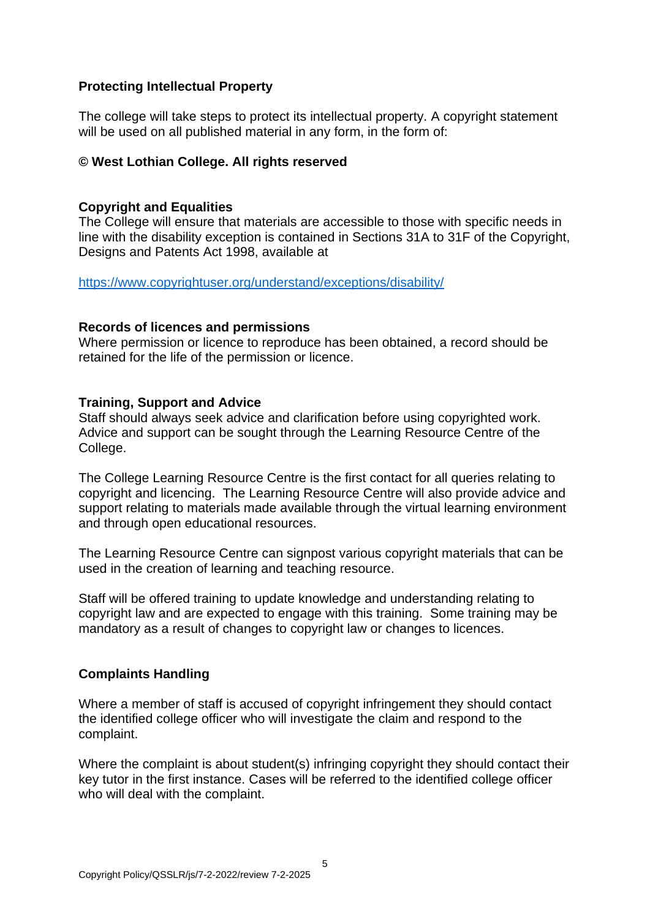### Protecting Intellectual Property

The college will take steps to protect its intellectual property. A copyright statement will be used on all published material in any form, in the form of:

**© West Lothian College. All rights reserved**

### Copyright and Equalities

The College will ensure that materials are accessible to those with specific needs in line with the disability exception is contained in Sections 31A to 31F of the Copyright, Designs and Patents Act 1998, available at

https://www.copyrightuser.org/understand/exceptions/disability/

### Records of licences and permissions

Where permission or licence to reproduce has been obtained, a record should be retained for the life of the permission or licence.

### Training, Support and Advice

Staff should always seek advice and clarification before using copyrighted work. Advice and support can be sought through the Learning Resource Centre of the College.

The College Learning Resource Centre is the first contact for all queries relating to copyright and licencing. The Learning Resource Centre will also provide advice and support relating to materials made available through the virtual learning environment and through open educational resources.

The Learning Resource Centre can signpost various copyright materials that can be used in the creation of learning and teaching resource.

Staff will be offered training to update knowledge and understanding relating to copyright law and are expected to engage with this training. Some training may be mandatory as a result of changes to copyright law or changes to licences.

### Complaints Handling

Where a member of staff is accused of copyright infringement they should contact the identified college officer who will investigate the claim and respond to the complaint.

Where the complaint is about student(s) infringing copyright they should contact their key tutor in the first instance. Cases will be referred to the identified college officer who will deal with the complaint.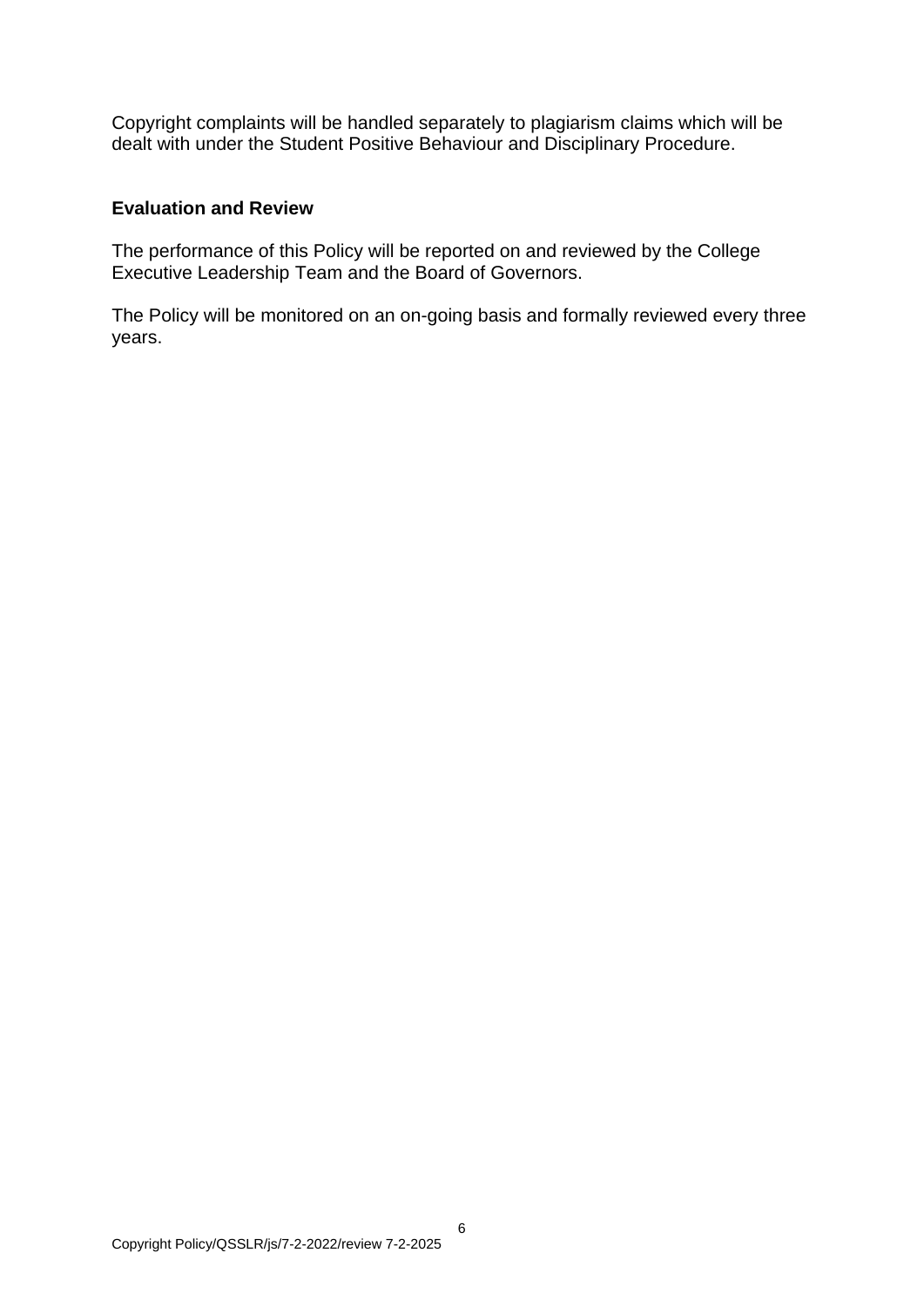Copyright complaints will be handled separately to plagiarism claims which will be dealt with under the Student Positive Behaviour and Disciplinary Procedure.

**Evaluation and Review**

The performance of this Policy will be reported on and reviewed by the College Executive Leadership Team and the Board of Governors.

The Policy will be monitored on an on-going basis and formally reviewed every three years.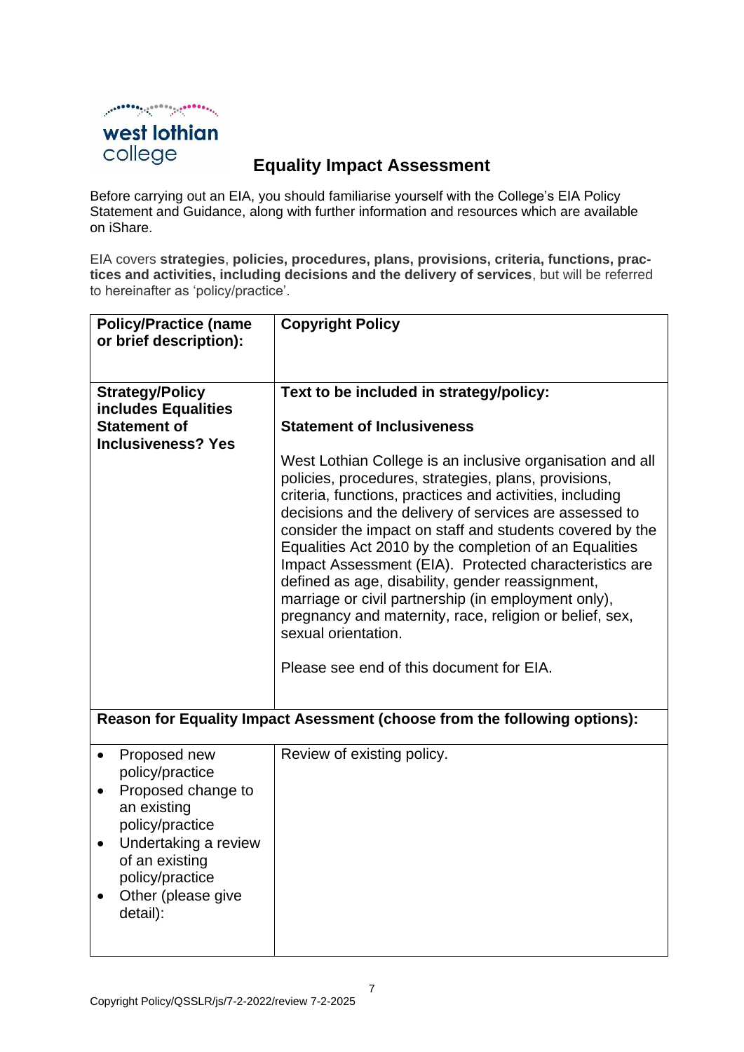# Equality Impact Assessment

Before carrying out an EIA, you should familiarise yourself with the College's EIA Policy Statement and Guidance, along with further information and resources which are available on iShare.

EIA covers **strategies**, **policies, procedures, plans, provisions, criteria, functions, practices and activities, including decisions and the delivery of services**, but will be referred to hereinafter as 'policy/practice'.

| **Policy/Practice (name or brief description):** | **Copyright Policy** |
|---|---|
| **Strategy/Policy includes Equalities Statement of Inclusiveness? Yes** | **Text to be included in strategy/policy:**<br><br>**Statement of Inclusiveness**<br><br>West Lothian College is an inclusive organisation and all policies, procedures, strategies, plans, provisions, criteria, functions, practices and activities, including decisions and the delivery of services are assessed to consider the impact on staff and students covered by the Equalities Act 2010 by the completion of an Equalities Impact Assessment (EIA). Protected characteristics are defined as age, disability, gender reassignment, marriage or civil partnership (in employment only), pregnancy and maternity, race, religion or belief, sex, sexual orientation.<br><br>Please see end of this document for EIA. |
| **Reason for Equality Impact Asessment (choose from the following options):** | |
| • Proposed new policy/practice<br>• Proposed change to an existing policy/practice<br>• Undertaking a review of an existing policy/practice<br>• Other (please give detail): | Review of existing policy. |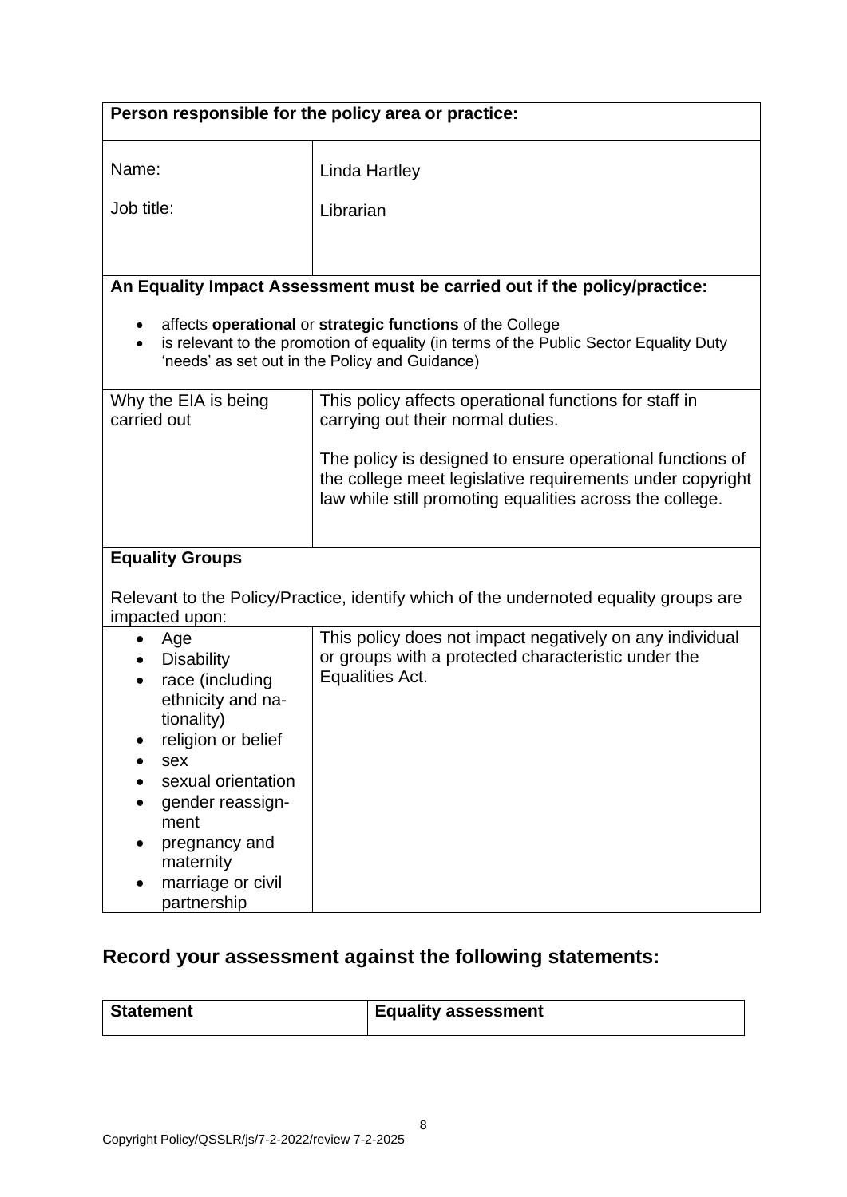| **Person responsible for the policy area or practice:** | |
|---|---|
| Name:<br><br>Job title: | Linda Hartley<br><br>Librarian |
| **An Equality Impact Assessment must be carried out if the policy/practice:**<br><br>• affects **operational** or **strategic functions** of the College<br>• is relevant to the promotion of equality (in terms of the Public Sector Equality Duty 'needs' as set out in the Policy and Guidance) | |
| Why the EIA is being carried out | This policy affects operational functions for staff in carrying out their normal duties.<br><br>The policy is designed to ensure operational functions of the college meet legislative requirements under copyright law while still promoting equalities across the college. |
| **Equality Groups**<br><br>Relevant to the Policy/Practice, identify which of the undernoted equality groups are impacted upon: | |
| • Age<br>• Disability<br>• race (including ethnicity and nationality)<br>• religion or belief<br>• sex<br>• sexual orientation<br>• gender reassignment<br>• pregnancy and maternity<br>• marriage or civil partnership | This policy does not impact negatively on any individual or groups with a protected characteristic under the Equalities Act. |

## Record your assessment against the following statements:

| **Statement** | **Equality assessment** |
|---|---|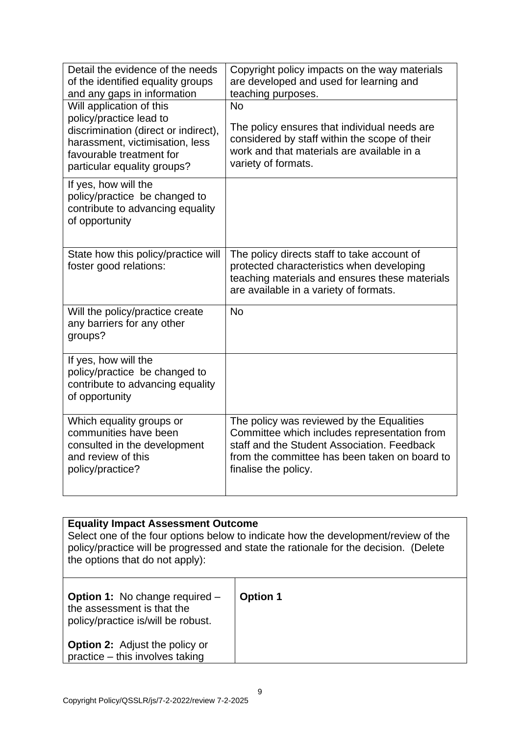| | |
|---|---|
| Detail the evidence of the needs of the identified equality groups and any gaps in information | Copyright policy impacts on the way materials are developed and used for learning and teaching purposes. |
| Will application of this policy/practice lead to discrimination (direct or indirect), harassment, victimisation, less favourable treatment for particular equality groups? | No<br><br>The policy ensures that individual needs are considered by staff within the scope of their work and that materials are available in a variety of formats. |
| If yes, how will the policy/practice be changed to contribute to advancing equality of opportunity | |
| State how this policy/practice will foster good relations: | The policy directs staff to take account of protected characteristics when developing teaching materials and ensures these materials are available in a variety of formats. |
| Will the policy/practice create any barriers for any other groups? | No |
| If yes, how will the policy/practice be changed to contribute to advancing equality of opportunity | |
| Which equality groups or communities have been consulted in the development and review of this policy/practice? | The policy was reviewed by the Equalities Committee which includes representation from staff and the Student Association. Feedback from the committee has been taken on board to finalise the policy. |

| **Equality Impact Assessment Outcome**<br>Select one of the four options below to indicate how the development/review of the policy/practice will be progressed and state the rationale for the decision. (Delete the options that do not apply): | |
|---|---|
| **Option 1:** No change required – the assessment is that the policy/practice is/will be robust.<br><br>**Option 2:** Adjust the policy or practice – this involves taking | **Option 1** |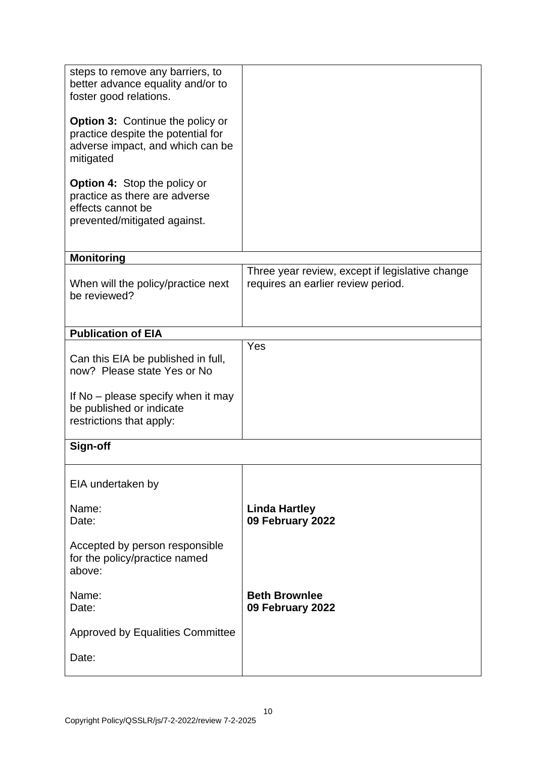| | |
|---|---|
| steps to remove any barriers, to better advance equality and/or to foster good relations.<br><br>**Option 3:** Continue the policy or practice despite the potential for adverse impact, and which can be mitigated<br><br>**Option 4:** Stop the policy or practice as there are adverse effects cannot be prevented/mitigated against. | |
| **Monitoring** | |
| When will the policy/practice next be reviewed? | Three year review, except if legislative change requires an earlier review period. |
| **Publication of EIA** | |
| Can this EIA be published in full, now? Please state Yes or No<br><br>If No – please specify when it may be published or indicate restrictions that apply: | Yes |
| **Sign-off** | |
| EIA undertaken by<br><br>Name:<br>Date:<br><br>Accepted by person responsible for the policy/practice named above:<br><br>Name:<br>Date:<br><br>Approved by Equalities Committee<br><br>Date: | <br><br>**Linda Hartley**<br>**09 February 2022**<br><br><br><br><br>**Beth Brownlee**<br>**09 February 2022** |

Copyright Policy/QSSLR/js/7-2-2022/review 7-2-2025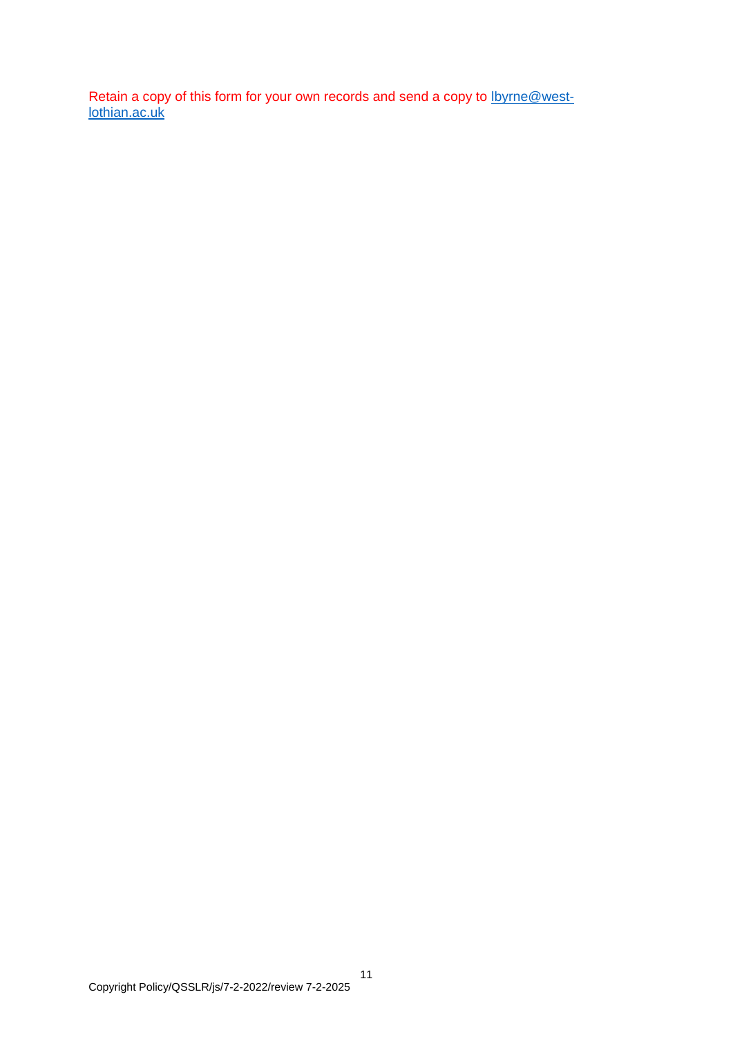Retain a copy of this form for your own records and send a copy to [lbyrne@west-lothian.ac.uk](mailto:lbyrne@west-lothian.ac.uk)